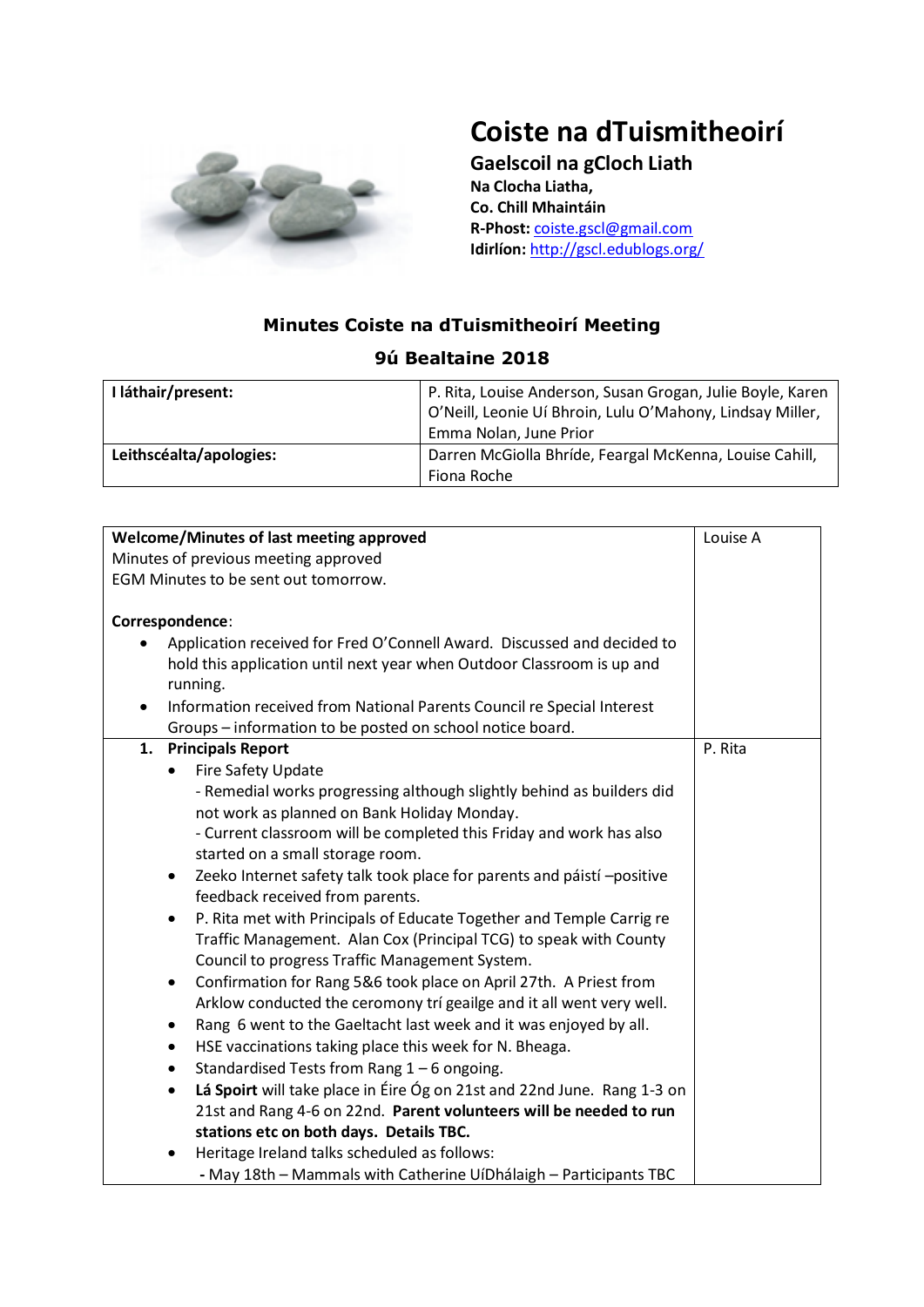# Coiste na dTuismitheoirí

## Gaelscoil na gCloch Liath

**Na Clocha Liatha,**
**Co. Chill Mhaintáin**
**R-Phost:** coiste.gscl@gmail.com
**Idirlíon:** http://gscl.edublogs.org/

### Minutes Coiste na dTuismitheoirí Meeting

### 9ú Bealtaine 2018

| **I láthair/present:** | P. Rita, Louise Anderson, Susan Grogan, Julie Boyle, Karen O'Neill, Leonie Uí Bhroin, Lulu O'Mahony, Lindsay Miller, Emma Nolan, June Prior |
|---|---|
| **Leithscéalta/apologies:** | Darren McGiolla Bhríde, Feargal McKenna, Louise Cahill, Fiona Roche |

| | |
|---|---|
| **Welcome/Minutes of last meeting approved**<br>Minutes of previous meeting approved<br>EGM Minutes to be sent out tomorrow.<br><br>**Correspondence**:<br>• Application received for Fred O'Connell Award. Discussed and decided to hold this application until next year when Outdoor Classroom is up and running.<br>• Information received from National Parents Council re Special Interest Groups – information to be posted on school notice board. | Louise A |
| **1. Principals Report**<br>• Fire Safety Update<br>- Remedial works progressing although slightly behind as builders did not work as planned on Bank Holiday Monday.<br>- Current classroom will be completed this Friday and work has also started on a small storage room.<br>• Zeeko Internet safety talk took place for parents and páistí –positive feedback received from parents.<br>• P. Rita met with Principals of Educate Together and Temple Carrig re Traffic Management. Alan Cox (Principal TCG) to speak with County Council to progress Traffic Management System.<br>• Confirmation for Rang 5&6 took place on April 27th. A Priest from Arklow conducted the ceromony trí geailge and it all went very well.<br>• Rang 6 went to the Gaeltacht last week and it was enjoyed by all.<br>• HSE vaccinations taking place this week for N. Bheaga.<br>• Standardised Tests from Rang 1 – 6 ongoing.<br>• **Lá Spoirt** will take place in Éire Óg on 21st and 22nd June. Rang 1-3 on 21st and Rang 4-6 on 22nd. **Parent volunteers will be needed to run stations etc on both days. Details TBC.**<br>• Heritage Ireland talks scheduled as follows:<br>**-** May 18th – Mammals with Catherine UíDhálaigh – Participants TBC | P. Rita |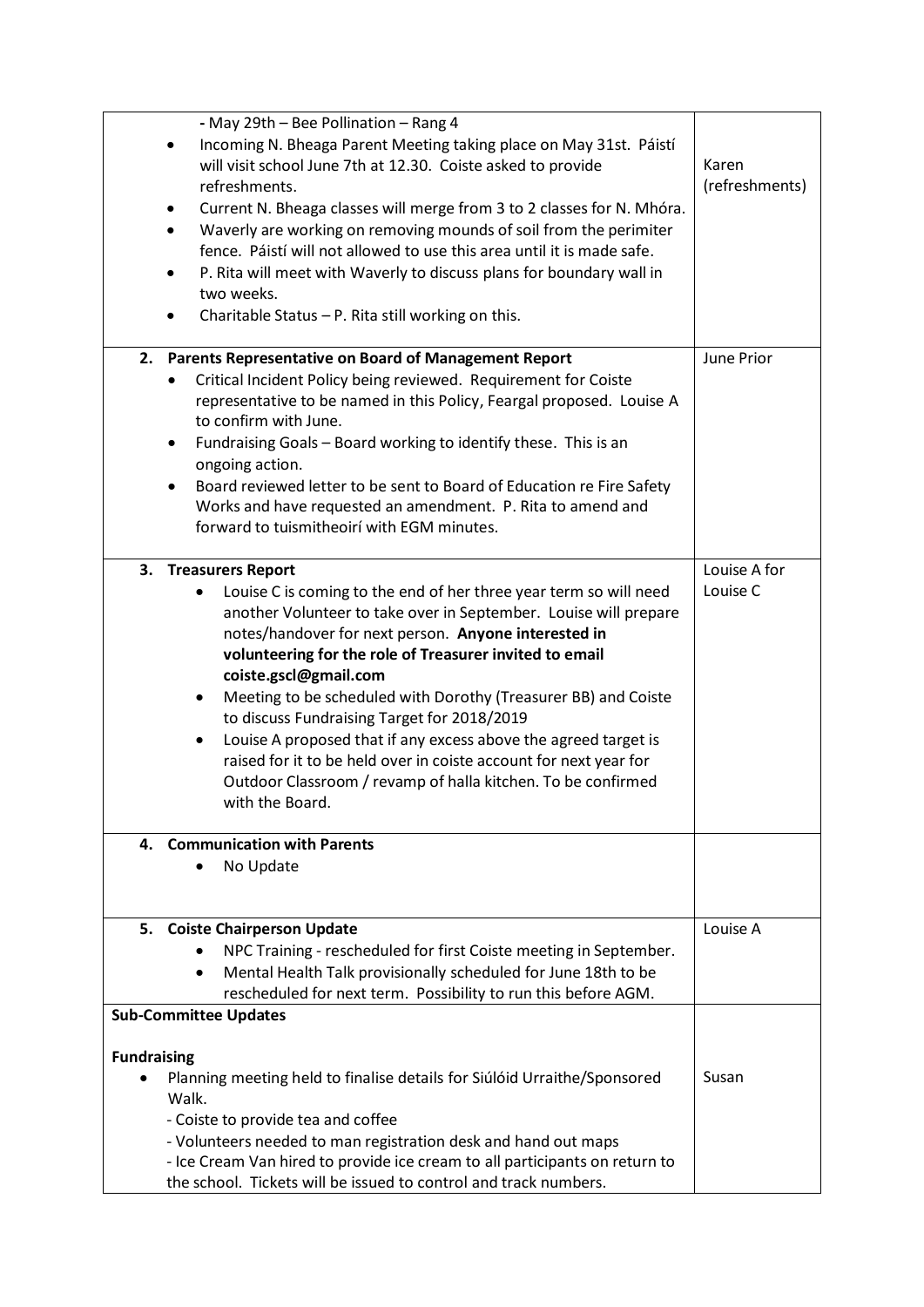| | |
|---|---|
| - May 29th – Bee Pollination – Rang 4<br>• Incoming N. Bheaga Parent Meeting taking place on May 31st. Páistí will visit school June 7th at 12.30. Coiste asked to provide refreshments.<br>• Current N. Bheaga classes will merge from 3 to 2 classes for N. Mhóra.<br>• Waverly are working on removing mounds of soil from the perimiter fence. Páistí will not allowed to use this area until it is made safe.<br>• P. Rita will meet with Waverly to discuss plans for boundary wall in two weeks.<br>• Charitable Status – P. Rita still working on this. | Karen (refreshments) |
| **2. Parents Representative on Board of Management Report**<br>• Critical Incident Policy being reviewed. Requirement for Coiste representative to be named in this Policy, Feargal proposed. Louise A to confirm with June.<br>• Fundraising Goals – Board working to identify these. This is an ongoing action.<br>• Board reviewed letter to be sent to Board of Education re Fire Safety Works and have requested an amendment. P. Rita to amend and forward to tuismitheoirí with EGM minutes. | June Prior |
| **3. Treasurers Report**<br>• Louise C is coming to the end of her three year term so will need another Volunteer to take over in September. Louise will prepare notes/handover for next person. **Anyone interested in volunteering for the role of Treasurer invited to email coiste.gscl@gmail.com**<br>• Meeting to be scheduled with Dorothy (Treasurer BB) and Coiste to discuss Fundraising Target for 2018/2019<br>• Louise A proposed that if any excess above the agreed target is raised for it to be held over in coiste account for next year for Outdoor Classroom / revamp of halla kitchen. To be confirmed with the Board. | Louise A for Louise C |
| **4. Communication with Parents**<br>• No Update | |
| **5. Coiste Chairperson Update**<br>• NPC Training - rescheduled for first Coiste meeting in September.<br>• Mental Health Talk provisionally scheduled for June 18th to be rescheduled for next term. Possibility to run this before AGM. | Louise A |
| **Sub-Committee Updates** | |
| **Fundraising**<br>• Planning meeting held to finalise details for Siúlóid Urraithe/Sponsored Walk.<br>- Coiste to provide tea and coffee<br>- Volunteers needed to man registration desk and hand out maps<br>- Ice Cream Van hired to provide ice cream to all participants on return to the school. Tickets will be issued to control and track numbers. | Susan |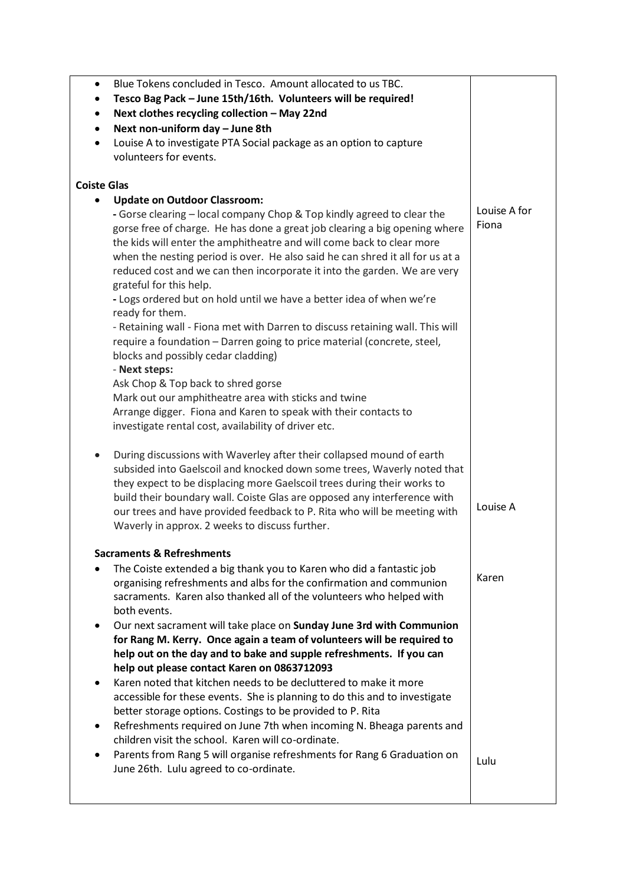| | |
|---|---|
| • Blue Tokens concluded in Tesco. Amount allocated to us TBC.<br>• **Tesco Bag Pack – June 15th/16th. Volunteers will be required!**<br>• **Next clothes recycling collection – May 22nd**<br>• **Next non-uniform day – June 8th**<br>• Louise A to investigate PTA Social package as an option to capture volunteers for events.<br><br>**Coiste Glas**<br>• **Update on Outdoor Classroom:**<br>**-** Gorse clearing – local company Chop & Top kindly agreed to clear the gorse free of charge. He has done a great job clearing a big opening where the kids will enter the amphitheatre and will come back to clear more when the nesting period is over. He also said he can shred it all for us at a reduced cost and we can then incorporate it into the garden. We are very grateful for this help.<br>**-** Logs ordered but on hold until we have a better idea of when we're ready for them.<br>- Retaining wall - Fiona met with Darren to discuss retaining wall. This will require a foundation – Darren going to price material (concrete, steel, blocks and possibly cedar cladding)<br>- **Next steps:**<br>Ask Chop & Top back to shred gorse<br>Mark out our amphitheatre area with sticks and twine<br>Arrange digger. Fiona and Karen to speak with their contacts to investigate rental cost, availability of driver etc. | <br><br><br><br><br><br><br><br>Louise A for Fiona |
| • During discussions with Waverley after their collapsed mound of earth subsided into Gaelscoil and knocked down some trees, Waverly noted that they expect to be displacing more Gaelscoil trees during their works to build their boundary wall. Coiste Glas are opposed any interference with our trees and have provided feedback to P. Rita who will be meeting with Waverly in approx. 2 weeks to discuss further. | Louise A |
| **Sacraments & Refreshments**<br>• The Coiste extended a big thank you to Karen who did a fantastic job organising refreshments and albs for the confirmation and communion sacraments. Karen also thanked all of the volunteers who helped with both events.<br>• Our next sacrament will take place on **Sunday June 3rd with Communion for Rang M. Kerry. Once again a team of volunteers will be required to help out on the day and to bake and supple refreshments. If you can help out please contact Karen on 0863712093**<br>• Karen noted that kitchen needs to be decluttered to make it more accessible for these events. She is planning to do this and to investigate better storage options. Costings to be provided to P. Rita<br>• Refreshments required on June 7th when incoming N. Bheaga parents and children visit the school. Karen will co-ordinate. | Karen |
| • Parents from Rang 5 will organise refreshments for Rang 6 Graduation on June 26th. Lulu agreed to co-ordinate. | Lulu |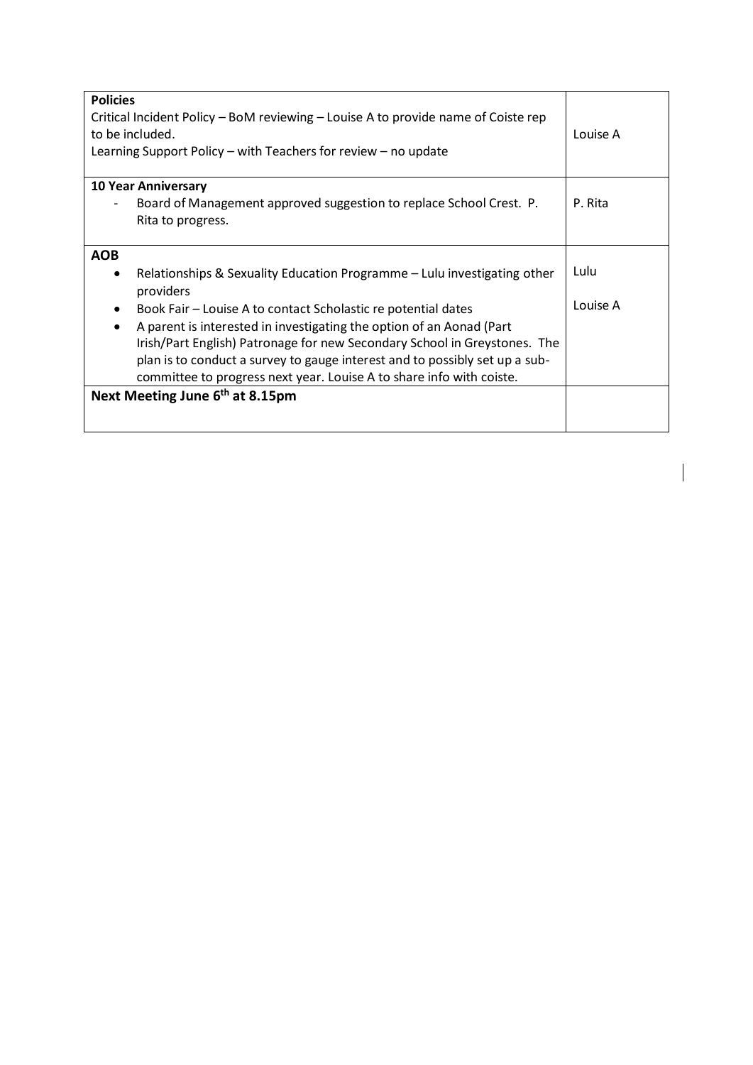| | |
|---|---|
| **Policies**<br>Critical Incident Policy – BoM reviewing – Louise A to provide name of Coiste rep to be included.<br>Learning Support Policy – with Teachers for review – no update | Louise A |
| **10 Year Anniversary**<br>- Board of Management approved suggestion to replace School Crest. P. Rita to progress. | P. Rita |
| **AOB**<br>• Relationships & Sexuality Education Programme – Lulu investigating other providers<br>• Book Fair – Louise A to contact Scholastic re potential dates<br>• A parent is interested in investigating the option of an Aonad (Part Irish/Part English) Patronage for new Secondary School in Greystones. The plan is to conduct a survey to gauge interest and to possibly set up a sub-committee to progress next year. Louise A to share info with coiste. | Lulu<br><br>Louise A |
| **Next Meeting June 6th at 8.15pm** | |